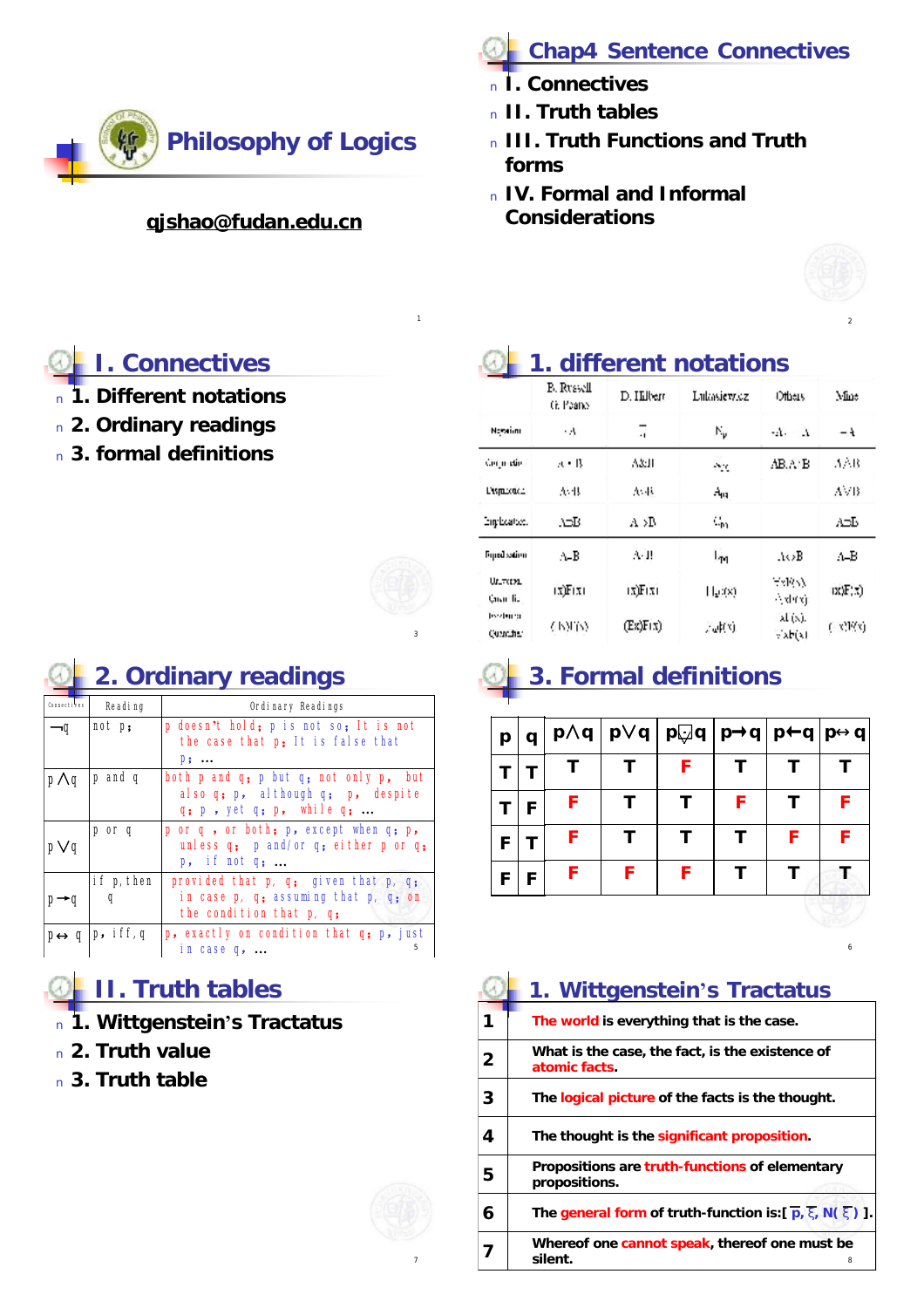# Philosophy of Logics

qjshao@fudan.edu.cn

## Chap4 Sentence Connectives

- I. Connectives
- II. Truth tables
- III. Truth Functions and Truth forms
- IV. Formal and Informal Considerations

## I. Connectives

- 1. Different notations
- 2. Ordinary readings
- 3. formal definitions

## 1. different notations

| | B. Russell G. Peano | D. Hilbert | Lukasiewicz | Others | Mine |
|---|---|---|---|---|---|
| Negation | ~A | $\bar{A}$ | $N_p$ | -A, A | ¬A |
| Conjunction | A • B | A&B | $K_{pq}$ | AB, A·B | A∧B |
| Disjunction | A∨B | A∨B | $A_{pq}$ | | A∨B |
| Implication | A⊃B | A→B | $C_{pq}$ | | A⊃B |
| Equivalence | A≡B | A~B | $E_{pq}$ | A↔B | A≡B |
| Universal Quantifier | (x)F(x) | (x)F(x) | $\Pi_x f(x)$ | ∀xF(x), ∧xf(x) | (x)F(x) |
| Existential Quantifier | (∃x)F(x) | (Ex)F(x) | $\Sigma_x f(x)$ | ∃xF(x), ∨xf(x) | (∃x)F(x) |

## 2. Ordinary readings

| Connectives | Reading | Ordinary Readings |
|---|---|---|
| ¬q | not p; | p doesn't hold; p is not so; It is not the case that p; It is false that p; … |
| p∧q | p and q | both p and q; p but q; not only p, but also q; p, although q; p, despite q; p, yet q; p, while q; … |
| p∨q | p or q | p or q, or both; p, except when q; p, unless q; p and/or q; either p or q; p, if not q; … |
| p→q | if p, then q | provided that p, q; given that p, q; in case p, q; assuming that p, q; on the condition that p, q; |
| p↔q | p, iff, q | p, exactly on condition that q; p, just in case q, … |

## 3. Formal definitions

| p | q | p∧q | p∨q | p⊻q | p→q | p←q | p↔q |
|---|---|---|---|---|---|---|---|
| T | T | T | T | F | T | T | T |
| T | F | F | T | T | F | T | F |
| F | T | F | T | T | T | F | F |
| F | F | F | F | F | T | T | T |

## II. Truth tables

- 1. Wittgenstein's Tractatus
- 2. Truth value
- 3. Truth table

## 1. Wittgenstein's Tractatus

| | |
|---|---|
| 1 | The world is everything that is the case. |
| 2 | What is the case, the fact, is the existence of atomic facts. |
| 3 | The logical picture of the facts is the thought. |
| 4 | The thought is the significant proposition. |
| 5 | Propositions are truth-functions of elementary propositions. |
| 6 | The general form of truth-function is: $[\bar{p}, \bar{\xi}, N(\bar{\xi})]$. |
| 7 | Whereof one cannot speak, thereof one must be silent. |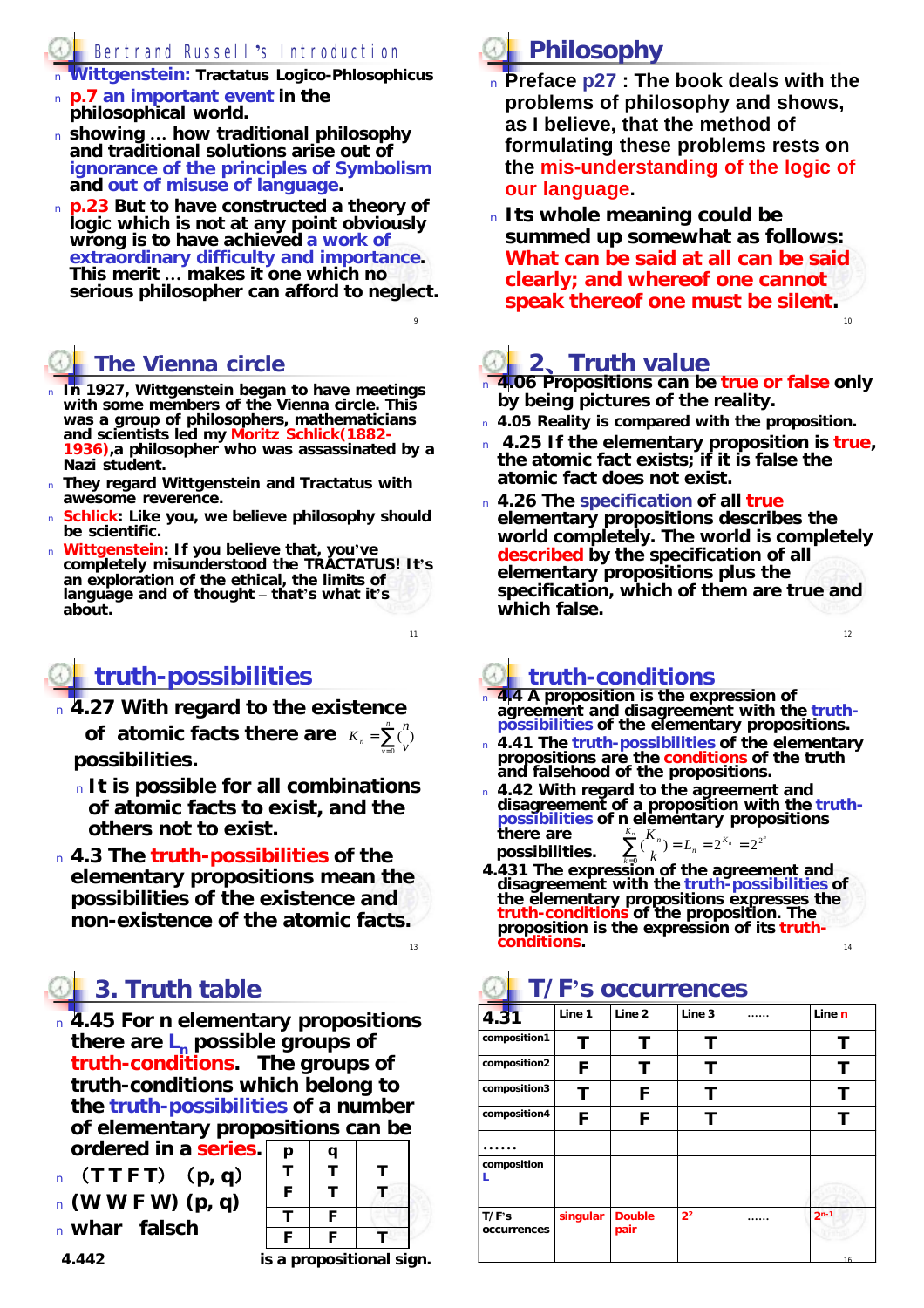## Bertrand Russell's Introduction

- **Wittgenstein: Tractatus Logico-Phlosophicus**
- **p.7 an important event in the philosophical world.**
- **showing … how traditional philosophy and traditional solutions arise out of ignorance of the principles of Symbolism and out of misuse of language.**
- **p.23 But to have constructed a theory of logic which is not at any point obviously wrong is to have achieved a work of extraordinary difficulty and importance. This merit … makes it one which no serious philosopher can afford to neglect.**

## Philosophy

- **Preface p27 : The book deals with the problems of philosophy and shows, as I believe, that the method of formulating these problems rests on the mis-understanding of the logic of our language.**
- **Its whole meaning could be summed up somewhat as follows: What can be said at all can be said clearly; and whereof one cannot speak thereof one must be silent.**

## The Vienna circle

- **In 1927, Wittgenstein began to have meetings with some members of the Vienna circle. This was a group of philosophers, mathematicians and scientists led my Moritz Schlick(1882-1936),a philosopher who was assassinated by a Nazi student.**
- **They regard Wittgenstein and Tractatus with awesome reverence.**
- **Schlick: Like you, we believe philosophy should be scientific.**
- **Wittgenstein: If you believe that, you've completely misunderstood the TRACTATUS! It's an exploration of the ethical, the limits of language and of thought – that's what it's about.**

## 2、Truth value

- **4.06 Propositions can be true or false only by being pictures of the reality.**
- **4.05 Reality is compared with the proposition.**
- **4.25 If the elementary proposition is true, the atomic fact exists; if it is false the atomic fact does not exist.**
- **4.26 The specification of all true elementary propositions describes the world completely. The world is completely described by the specification of all elementary propositions plus the specification, which of them are true and which false.**

## truth-possibilities

- **4.27 With regard to the existence of atomic facts there are $K_n = \sum_{v=0}^{n} \binom{n}{v}$ possibilities.**
  - **It is possible for all combinations of atomic facts to exist, and the others not to exist.**
- **4.3 The truth-possibilities of the elementary propositions mean the possibilities of the existence and non-existence of the atomic facts.**

## truth-conditions

- **4.4 A proposition is the expression of agreement and disagreement with the truth-possibilities of the elementary propositions.**
- **4.41 The truth-possibilities of the elementary propositions are the conditions of the truth and falsehood of the propositions.**
- **4.42 With regard to the agreement and disagreement of a proposition with the truth-possibilities of n elementary propositions there are possibilities.** $\sum_{k=0}^{K_n} \binom{K_n}{k} = L_n = 2^{K_n} = 2^{2^n}$

**4.431 The expression of the agreement and disagreement with the truth-possibilities of the elementary propositions expresses the truth-conditions of the proposition. The proposition is the expression of its truth-conditions.**

## 3. Truth table

- **4.45 For n elementary propositions there are $L_n$ possible groups of truth-conditions. The groups of truth-conditions which belong to the truth-possibilities of a number of elementary propositions can be ordered in a series.**
- **（T T F T） (p, q)**
- **(W W F W) (p, q)**
- **whar falsch**

| p | q | |
|---|---|---|
| T | T | T |
| F | T | T |
| T | F | |
| F | F | T |

**4.442** **is a propositional sign.**

## T/F's occurrences

| 4.31 | Line 1 | Line 2 | Line 3 | …… | Line n |
|---|---|---|---|---|---|
| composition1 | T | T | T | | T |
| composition2 | F | T | T | | T |
| composition3 | T | F | T | | T |
| composition4 | F | F | T | | T |
| …… | | | | | |
| composition L | | | | | |
| T/F's occurrences | singular | Double pair | $2^2$ | …… | $2^{n-1}$ |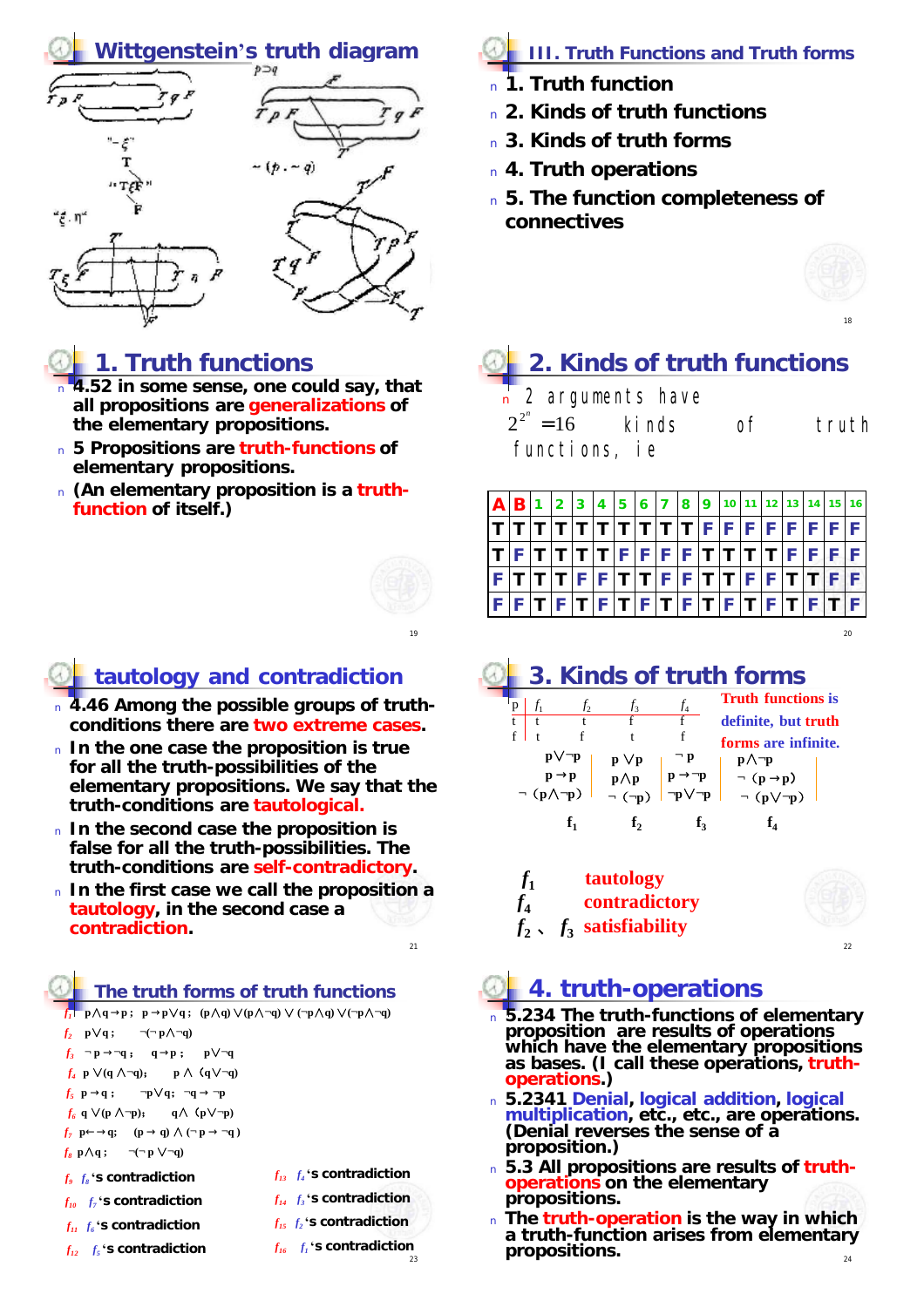## Wittgenstein's truth diagram

$p \supset q$

"$-\xi$"

"$T\xi F$"

"$\xi . \eta$"

$\sim (p . \sim q)$

## III. Truth Functions and Truth forms

- 1. Truth function
- 2. Kinds of truth functions
- 3. Kinds of truth forms
- 4. Truth operations
- 5. The function completeness of connectives

## 1. Truth functions

- 4.52 in some sense, one could say, that all propositions are **generalizations** of the elementary propositions.
- 5 Propositions are **truth-functions** of elementary propositions.
- (An elementary proposition is a **truth-function** of itself.)

## 2. Kinds of truth functions

- 2 arguments have $2^{2^n} = 16$ kinds of truth functions, ie

| A | B | 1 | 2 | 3 | 4 | 5 | 6 | 7 | 8 | 9 | 10 | 11 | 12 | 13 | 14 | 15 | 16 |
|---|---|---|---|---|---|---|---|---|---|---|---|---|---|---|---|---|---|
| T | T | T | T | T | T | T | T | T | T | F | F | F | F | F | F | F | F |
| T | F | T | T | T | T | F | F | F | F | T | T | T | T | F | F | F | F |
| F | T | T | T | F | F | T | T | F | F | T | T | F | F | T | T | F | F |
| F | F | T | F | T | F | T | F | T | F | T | F | T | F | T | F | T | F |

## tautology and contradiction

- 4.46 Among the possible groups of truth-conditions there are **two extreme cases**.
- In the one case the proposition is true for all the truth-possibilities of the elementary propositions. We say that the truth-conditions are **tautological.**
- In the second case the proposition is false for all the truth-possibilities. The truth-conditions are **self-contradictory**.
- In the first case we call the proposition a **tautology**, in the second case a **contradiction**.

## 3. Kinds of truth forms

| p | $f_1$ | $f_2$ | $f_3$ | $f_4$ |
|---|---|---|---|---|
| t | t | t | f | f |
| f | t | f | t | f |

| $f_1$ | $f_2$ | $f_3$ | $f_4$ |
|---|---|---|---|
| $p \vee \neg p$ | $p \vee p$ | $\neg p$ | $p \wedge \neg p$ |
| $p \to p$ | $p \wedge p$ | $p \to \neg p$ | $\neg (p \to p)$ |
| $\neg (p \wedge \neg p)$ | $\neg (\neg p)$ | $\neg p \vee \neg p$ | $\neg (p \vee \neg p)$ |

**Truth functions** is definite, but **truth forms** are infinite.

$f_1$ tautology

$f_4$ contradictory

$f_2$、$f_3$ satisfiability

## The truth forms of truth functions

$f_1$ $p \wedge q \to p$; $p \to p \vee q$; $(p \wedge q) \vee (p \wedge \neg q) \vee (\neg p \wedge q) \vee (\neg p \wedge \neg q)$

$f_2$ $p \vee q$; $\neg(\neg p \wedge \neg q)$

$f_3$ $\neg p \to \neg q$; $q \to p$; $p \vee \neg q$

$f_4$ $p \vee (q \wedge \neg q)$; $p \wedge (q \vee \neg q)$

$f_5$ $p \to q$; $\neg p \vee q$; $\neg q \to \neg p$

$f_6$ $q \vee (p \wedge \neg p)$; $q \wedge (p \vee \neg p)$

$f_7$ $p \leftrightarrow q$; $(p \to q) \wedge (\neg p \to \neg q)$

$f_8$ $p \wedge q$; $\neg(\neg p \vee \neg q)$

$f_9$ $f_8$'s contradiction

$f_{10}$ $f_7$'s contradiction

$f_{11}$ $f_6$'s contradiction

$f_{12}$ $f_5$'s contradiction

$f_{13}$ $f_4$'s contradiction

$f_{14}$ $f_3$'s contradiction

$f_{15}$ $f_2$'s contradiction

$f_{16}$ $f_1$'s contradiction

## 4. truth-operations

- 5.234 The truth-functions of elementary proposition are results of operations which have the elementary propositions as bases. (I call these operations, **truth-operations**.)
- 5.2341 **Denial**, **logical addition**, **logical multiplication**, etc., etc., are operations. (Denial reverses the sense of a proposition.)
- 5.3 All propositions are results of **truth-operations** on the elementary propositions.
- The **truth-operation** is the way in which a truth-function arises from elementary propositions.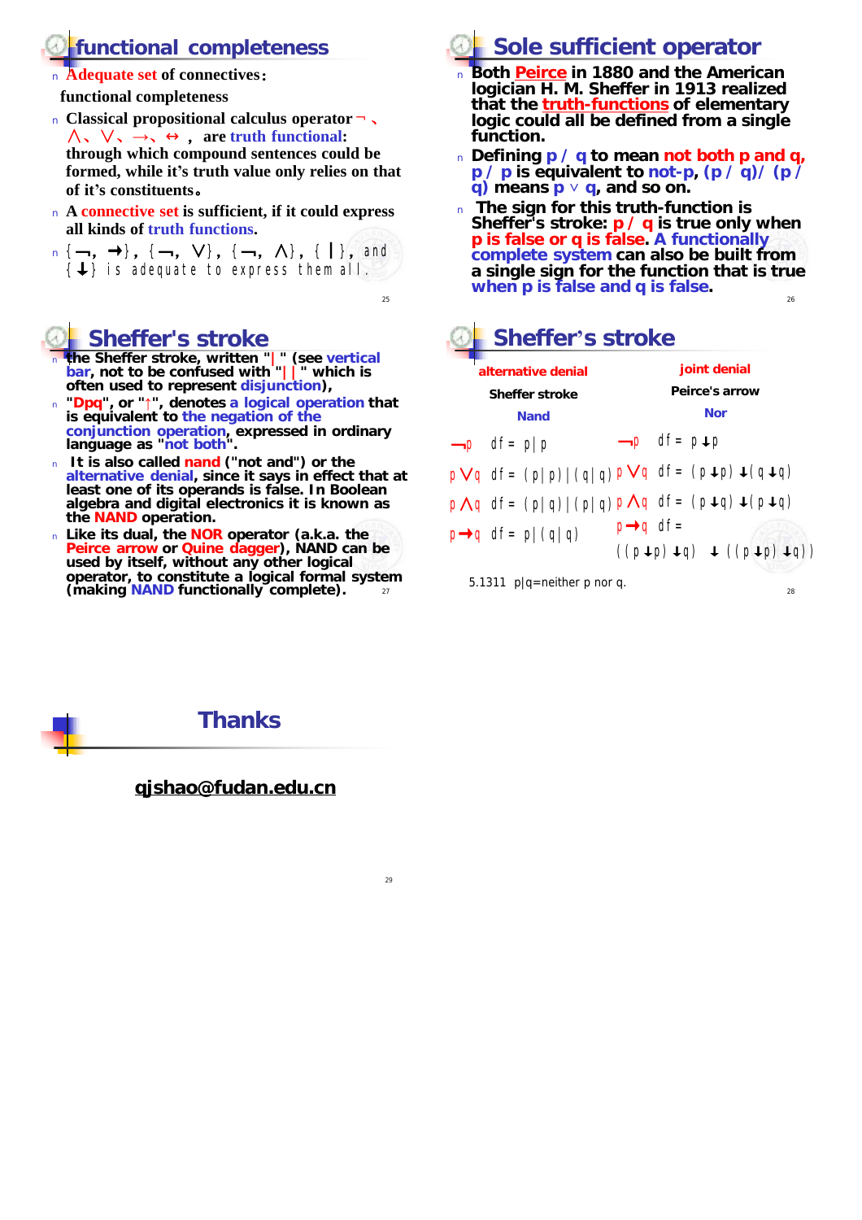## functional completeness

- **Adequate set** of connectives：

  **functional completeness**

- **Classical propositional calculus operator ¬、∧、∨、→、↔ ，are truth functional: through which compound sentences could be formed, while it's truth value only relies on that of it's constituents。**
- **A connective set is sufficient, if it could express all kinds of truth functions.**
- {¬, →}, {¬, ∨}, {¬, ∧}, {|}, and {↓} is adequate to express them all.

## Sole sufficient operator

- **Both Peirce in 1880 and the American logician H. M. Sheffer in 1913 realized that the truth-functions of elementary logic could all be defined from a single function.**
- **Defining p / q to mean not both p and q, p / p is equivalent to not-p, (p / q)/ (p / q) means p ∨ q, and so on.**
- **The sign for this truth-function is Sheffer's stroke: p / q is true only when p is false or q is false. A functionally complete system can also be built from a single sign for the function that is true when p is false and q is false.**

## Sheffer's stroke

- **the Sheffer stroke, written "|" (see vertical bar, not to be confused with "||" which is often used to represent disjunction),**
- **"Dpq", or "↑", denotes a logical operation that is equivalent to the negation of the conjunction operation, expressed in ordinary language as "not both".**
- **It is also called nand ("not and") or the alternative denial, since it says in effect that at least one of its operands is false. In Boolean algebra and digital electronics it is known as the NAND operation.**
- **Like its dual, the NOR operator (a.k.a. the Peirce arrow or Quine dagger), NAND can be used by itself, without any other logical operator, to constitute a logical formal system (making NAND functionally complete).**

## Sheffer's stroke

| alternative denial | joint denial |
|---|---|
| Sheffer stroke | Peirce's arrow |
| Nand | Nor |
| ¬p df = p\|p | ¬p df = p↓p |
| p∨q df = (p\|p)\|(q\|q) | p∨q df = (p↓p)↓(q↓q) |
| p∧q df = (p\|q)\|(p\|q) | p∧q df = (p↓q)↓(p↓q) |
| p→q df = p\|(q\|q) | p→q df = ((p↓p)↓q) ↓ ((p↓p)↓q)) |

5.1311 p|q=neither p nor q.

## Thanks

qjshao@fudan.edu.cn